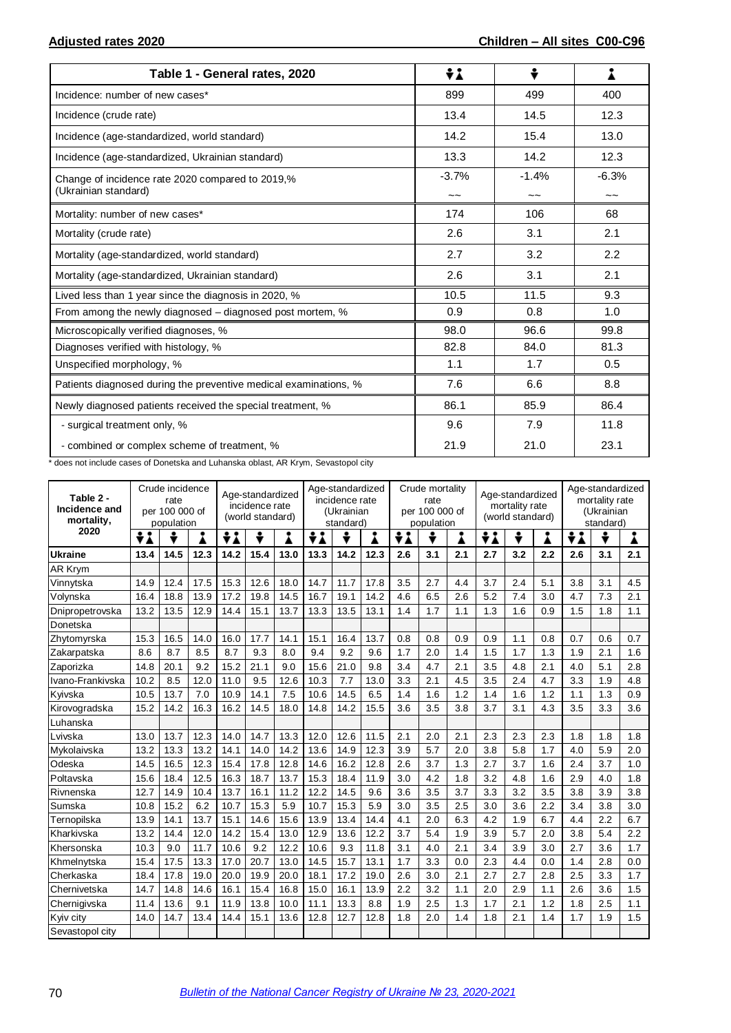**Adjusted rates 2020** | **Children – All sites C00-C96**

| Table 1 - General rates, 2020 | Both sexes | Male | Female |
|---|---|---|---|
| Incidence: number of new cases* | 899 | 499 | 400 |
| Incidence (crude rate) | 13.4 | 14.5 | 12.3 |
| Incidence (age-standardized, world standard) | 14.2 | 15.4 | 13.0 |
| Incidence (age-standardized, Ukrainian standard) | 13.3 | 14.2 | 12.3 |
| Change of incidence rate 2020 compared to 2019,% (Ukrainian standard) | -3.7% ~~ | -1.4% ~~ | -6.3% ~~ |
| Mortality: number of new cases* | 174 | 106 | 68 |
| Mortality (crude rate) | 2.6 | 3.1 | 2.1 |
| Mortality (age-standardized, world standard) | 2.7 | 3.2 | 2.2 |
| Mortality (age-standardized, Ukrainian standard) | 2.6 | 3.1 | 2.1 |
| Lived less than 1 year since the diagnosis in 2020, % | 10.5 | 11.5 | 9.3 |
| From among the newly diagnosed – diagnosed post mortem, % | 0.9 | 0.8 | 1.0 |
| Microscopically verified diagnoses, % | 98.0 | 96.6 | 99.8 |
| Diagnoses verified with histology, % | 82.8 | 84.0 | 81.3 |
| Unspecified morphology, % | 1.1 | 1.7 | 0.5 |
| Patients diagnosed during the preventive medical examinations, % | 7.6 | 6.6 | 8.8 |
| Newly diagnosed patients received the special treatment, % | 86.1 | 85.9 | 86.4 |
| - surgical treatment only, % | 9.6 | 7.9 | 11.8 |
| - combined or complex scheme of treatment, % | 21.9 | 21.0 | 23.1 |

* does not include cases of Donetska and Luhanska oblast, AR Krym, Sevastopol city

| Table 2 - Incidence and mortality, 2020 | Crude incidence rate per 100 000 of population | | | Age-standardized incidence rate (world standard) | | | Age-standardized incidence rate (Ukrainian standard) | | | Crude mortality rate per 100 000 of population | | | Age-standardized mortality rate (world standard) | | | Age-standardized mortality rate (Ukrainian standard) | | |
|---|---|---|---|---|---|---|---|---|---|---|---|---|---|---|---|---|---|---|
| | Both sexes | Male | Female | Both sexes | Male | Female | Both sexes | Male | Female | Both sexes | Male | Female | Both sexes | Male | Female | Both sexes | Male | Female |
| **Ukraine** | **13.4** | **14.5** | **12.3** | **14.2** | **15.4** | **13.0** | **13.3** | **14.2** | **12.3** | **2.6** | **3.1** | **2.1** | **2.7** | **3.2** | **2.2** | **2.6** | **3.1** | **2.1** |
| AR Krym | | | | | | | | | | | | | | | | | | |
| Vinnytska | 14.9 | 12.4 | 17.5 | 15.3 | 12.6 | 18.0 | 14.7 | 11.7 | 17.8 | 3.5 | 2.7 | 4.4 | 3.7 | 2.4 | 5.1 | 3.8 | 3.1 | 4.5 |
| Volynska | 16.4 | 18.8 | 13.9 | 17.2 | 19.8 | 14.5 | 16.7 | 19.1 | 14.2 | 4.6 | 6.5 | 2.6 | 5.2 | 7.4 | 3.0 | 4.7 | 7.3 | 2.1 |
| Dnipropetrovska | 13.2 | 13.5 | 12.9 | 14.4 | 15.1 | 13.7 | 13.3 | 13.5 | 13.1 | 1.4 | 1.7 | 1.1 | 1.3 | 1.6 | 0.9 | 1.5 | 1.8 | 1.1 |
| Donetska | | | | | | | | | | | | | | | | | | |
| Zhytomyrska | 15.3 | 16.5 | 14.0 | 16.0 | 17.7 | 14.1 | 15.1 | 16.4 | 13.7 | 0.8 | 0.8 | 0.9 | 0.9 | 1.1 | 0.8 | 0.7 | 0.6 | 0.7 |
| Zakarpatska | 8.6 | 8.7 | 8.5 | 8.7 | 9.3 | 8.0 | 9.4 | 9.2 | 9.6 | 1.7 | 2.0 | 1.4 | 1.5 | 1.7 | 1.3 | 1.9 | 2.1 | 1.6 |
| Zaporizka | 14.8 | 20.1 | 9.2 | 15.2 | 21.1 | 9.0 | 15.6 | 21.0 | 9.8 | 3.4 | 4.7 | 2.1 | 3.5 | 4.8 | 2.1 | 4.0 | 5.1 | 2.8 |
| Ivano-Frankivska | 10.2 | 8.5 | 12.0 | 11.0 | 9.5 | 12.6 | 10.3 | 7.7 | 13.0 | 3.3 | 2.1 | 4.5 | 3.5 | 2.4 | 4.7 | 3.3 | 1.9 | 4.8 |
| Kyivska | 10.5 | 13.7 | 7.0 | 10.9 | 14.1 | 7.5 | 10.6 | 14.5 | 6.5 | 1.4 | 1.6 | 1.2 | 1.4 | 1.6 | 1.2 | 1.1 | 1.3 | 0.9 |
| Kirovogradska | 15.2 | 14.2 | 16.3 | 16.2 | 14.5 | 18.0 | 14.8 | 14.2 | 15.5 | 3.6 | 3.5 | 3.8 | 3.7 | 3.1 | 4.3 | 3.5 | 3.3 | 3.6 |
| Luhanska | | | | | | | | | | | | | | | | | | |
| Lvivska | 13.0 | 13.7 | 12.3 | 14.0 | 14.7 | 13.3 | 12.0 | 12.6 | 11.5 | 2.1 | 2.0 | 2.1 | 2.3 | 2.3 | 2.3 | 1.8 | 1.8 | 1.8 |
| Mykolaivska | 13.2 | 13.3 | 13.2 | 14.1 | 14.0 | 14.2 | 13.6 | 14.9 | 12.3 | 3.9 | 5.7 | 2.0 | 3.8 | 5.8 | 1.7 | 4.0 | 5.9 | 2.0 |
| Odeska | 14.5 | 16.5 | 12.3 | 15.4 | 17.8 | 12.8 | 14.6 | 16.2 | 12.8 | 2.6 | 3.7 | 1.3 | 2.7 | 3.7 | 1.6 | 2.4 | 3.7 | 1.0 |
| Poltavska | 15.6 | 18.4 | 12.5 | 16.3 | 18.7 | 13.7 | 15.3 | 18.4 | 11.9 | 3.0 | 4.2 | 1.8 | 3.2 | 4.8 | 1.6 | 2.9 | 4.0 | 1.8 |
| Rivnenska | 12.7 | 14.9 | 10.4 | 13.7 | 16.1 | 11.2 | 12.2 | 14.5 | 9.6 | 3.6 | 3.5 | 3.7 | 3.3 | 3.2 | 3.5 | 3.8 | 3.9 | 3.8 |
| Sumska | 10.8 | 15.2 | 6.2 | 10.7 | 15.3 | 5.9 | 10.7 | 15.3 | 5.9 | 3.0 | 3.5 | 2.5 | 3.0 | 3.6 | 2.2 | 3.4 | 3.8 | 3.0 |
| Ternopilska | 13.9 | 14.1 | 13.7 | 15.1 | 14.6 | 15.6 | 13.9 | 13.4 | 14.4 | 4.1 | 2.0 | 6.3 | 4.2 | 1.9 | 6.7 | 4.4 | 2.2 | 6.7 |
| Kharkivska | 13.2 | 14.4 | 12.0 | 14.2 | 15.4 | 13.0 | 12.9 | 13.6 | 12.2 | 3.7 | 5.4 | 1.9 | 3.9 | 5.7 | 2.0 | 3.8 | 5.4 | 2.2 |
| Khersonska | 10.3 | 9.0 | 11.7 | 10.6 | 9.2 | 12.2 | 10.6 | 9.3 | 11.8 | 3.1 | 4.0 | 2.1 | 3.4 | 3.9 | 3.0 | 2.7 | 3.6 | 1.7 |
| Khmelnytska | 15.4 | 17.5 | 13.3 | 17.0 | 20.7 | 13.0 | 14.5 | 15.7 | 13.1 | 1.7 | 3.3 | 0.0 | 2.3 | 4.4 | 0.0 | 1.4 | 2.8 | 0.0 |
| Cherkaska | 18.4 | 17.8 | 19.0 | 20.0 | 19.9 | 20.0 | 18.1 | 17.2 | 19.0 | 2.6 | 3.0 | 2.1 | 2.7 | 2.7 | 2.8 | 2.5 | 3.3 | 1.7 |
| Chernivetska | 14.7 | 14.8 | 14.6 | 16.1 | 15.4 | 16.8 | 15.0 | 16.1 | 13.9 | 2.2 | 3.2 | 1.1 | 2.0 | 2.9 | 1.1 | 2.6 | 3.6 | 1.5 |
| Chernigivska | 11.4 | 13.6 | 9.1 | 11.9 | 13.8 | 10.0 | 11.1 | 13.3 | 8.8 | 1.9 | 2.5 | 1.3 | 1.7 | 2.1 | 1.2 | 1.8 | 2.5 | 1.1 |
| Kyiv city | 14.0 | 14.7 | 13.4 | 14.4 | 15.1 | 13.6 | 12.8 | 12.7 | 12.8 | 1.8 | 2.0 | 1.4 | 1.8 | 2.1 | 1.4 | 1.7 | 1.9 | 1.5 |
| Sevastopol city | | | | | | | | | | | | | | | | | | |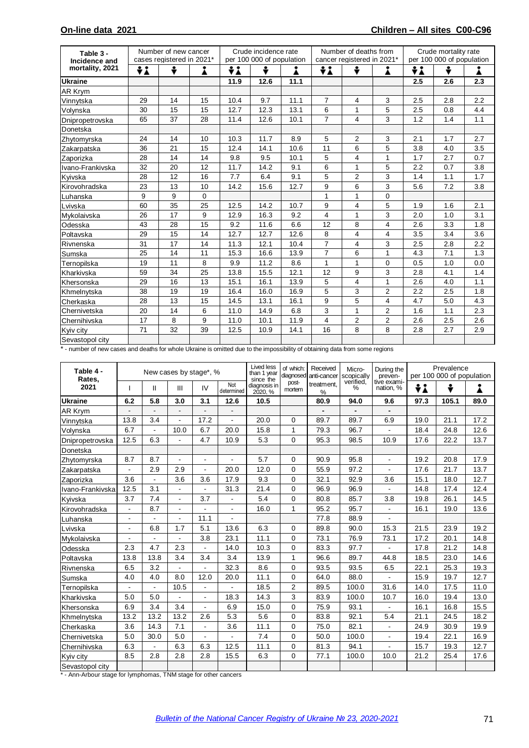**On-line data 2021** | **Children – All sites C00-C96**

| Table 3 - Incidence and mortality, 2021 | Number of new cancer cases registered in 2021* | | | Crude incidence rate per 100 000 of population | | | Number of deaths from cancer registered in 2021* | | | Crude mortality rate per 100 000 of population | | |
|---|---|---|---|---|---|---|---|---|---|---|---|---|
| | Both sexes | Female | Male | Both sexes | Female | Male | Both sexes | Female | Male | Both sexes | Female | Male |
| **Ukraine** | | | | **11.9** | **12.6** | **11.1** | | | | **2.5** | **2.6** | **2.3** |
| AR Krym | | | | | | | | | | | | |
| Vinnytska | 29 | 14 | 15 | 10.4 | 9.7 | 11.1 | 7 | 4 | 3 | 2.5 | 2.8 | 2.2 |
| Volynska | 30 | 15 | 15 | 12.7 | 12.3 | 13.1 | 6 | 1 | 5 | 2.5 | 0.8 | 4.4 |
| Dnipropetrovska | 65 | 37 | 28 | 11.4 | 12.6 | 10.1 | 7 | 4 | 3 | 1.2 | 1.4 | 1.1 |
| Donetska | | | | | | | | | | | | |
| Zhytomyrska | 24 | 14 | 10 | 10.3 | 11.7 | 8.9 | 5 | 2 | 3 | 2.1 | 1.7 | 2.7 |
| Zakarpatska | 36 | 21 | 15 | 12.4 | 14.1 | 10.6 | 11 | 6 | 5 | 3.8 | 4.0 | 3.5 |
| Zaporizka | 28 | 14 | 14 | 9.8 | 9.5 | 10.1 | 5 | 4 | 1 | 1.7 | 2.7 | 0.7 |
| Ivano-Frankivska | 32 | 20 | 12 | 11.7 | 14.2 | 9.1 | 6 | 1 | 5 | 2.2 | 0.7 | 3.8 |
| Kyivska | 28 | 12 | 16 | 7.7 | 6.4 | 9.1 | 5 | 2 | 3 | 1.4 | 1.1 | 1.7 |
| Kirovohradska | 23 | 13 | 10 | 14.2 | 15.6 | 12.7 | 9 | 6 | 3 | 5.6 | 7.2 | 3.8 |
| Luhanska | 9 | 9 | 0 | | | | 1 | 1 | 0 | | | |
| Lvivska | 60 | 35 | 25 | 12.5 | 14.2 | 10.7 | 9 | 4 | 5 | 1.9 | 1.6 | 2.1 |
| Mykolaivska | 26 | 17 | 9 | 12.9 | 16.3 | 9.2 | 4 | 1 | 3 | 2.0 | 1.0 | 3.1 |
| Odesska | 43 | 28 | 15 | 9.2 | 11.6 | 6.6 | 12 | 8 | 4 | 2.6 | 3.3 | 1.8 |
| Poltavska | 29 | 15 | 14 | 12.7 | 12.7 | 12.6 | 8 | 4 | 4 | 3.5 | 3.4 | 3.6 |
| Rivnenska | 31 | 17 | 14 | 11.3 | 12.1 | 10.4 | 7 | 4 | 3 | 2.5 | 2.8 | 2.2 |
| Sumska | 25 | 14 | 11 | 15.3 | 16.6 | 13.9 | 7 | 6 | 1 | 4.3 | 7.1 | 1.3 |
| Ternopilska | 19 | 11 | 8 | 9.9 | 11.2 | 8.6 | 1 | 1 | 0 | 0.5 | 1.0 | 0.0 |
| Kharkivska | 59 | 34 | 25 | 13.8 | 15.5 | 12.1 | 12 | 9 | 3 | 2.8 | 4.1 | 1.4 |
| Khersonska | 29 | 16 | 13 | 15.1 | 16.1 | 13.9 | 5 | 4 | 1 | 2.6 | 4.0 | 1.1 |
| Khmelnytska | 38 | 19 | 19 | 16.4 | 16.0 | 16.9 | 5 | 3 | 2 | 2.2 | 2.5 | 1.8 |
| Cherkaska | 28 | 13 | 15 | 14.5 | 13.1 | 16.1 | 9 | 5 | 4 | 4.7 | 5.0 | 4.3 |
| Chernivetska | 20 | 14 | 6 | 11.0 | 14.9 | 6.8 | 3 | 1 | 2 | 1.6 | 1.1 | 2.3 |
| Chernihivska | 17 | 8 | 9 | 11.0 | 10.1 | 11.9 | 4 | 2 | 2 | 2.6 | 2.5 | 2.6 |
| Kyiv city | 71 | 32 | 39 | 12.5 | 10.9 | 14.1 | 16 | 8 | 8 | 2.8 | 2.7 | 2.9 |
| Sevastopol city | | | | | | | | | | | | |

* - number of new cases and deaths for whole Ukraine is omitted due to the impossibility of obtaining data from some regions

| Table 4 - Rates, 2021 | New cases by stage*, % | | | | | Lived less than 1 year since the diagnosis in 2020, % | of which: diagnosed post-mortem | Received anti-cancer treatment, % | Micro-scopically verified, % | During the preventive examination, % | Prevalence per 100 000 of population | | |
|---|---|---|---|---|---|---|---|---|---|---|---|---|---|
| | I | II | III | IV | Not determined | | | | | | Both sexes | Female | Male |
| **Ukraine** | **6.2** | **5.8** | **3.0** | **3.1** | **12.6** | **10.5** | | **80.9** | **94.0** | **9.6** | **97.3** | **105.1** | **89.0** |
| AR Krym | - | - | - | - | - | | | - | - | - | | | |
| Vinnytska | 13.8 | 3.4 | - | 17.2 | - | 20.0 | 0 | 89.7 | 89.7 | 6.9 | 19.0 | 21.1 | 17.2 |
| Volynska | 6.7 | - | 10.0 | 6.7 | 20.0 | 15.8 | 1 | 79.3 | 96.7 | - | 18.4 | 24.8 | 12.6 |
| Dnipropetrovska | 12.5 | 6.3 | - | 4.7 | 10.9 | 5.3 | 0 | 95.3 | 98.5 | 10.9 | 17.6 | 22.2 | 13.7 |
| Donetska | | | | | | | | | | | | | |
| Zhytomyrska | 8.7 | 8.7 | - | - | - | 5.7 | 0 | 90.9 | 95.8 | - | 19.2 | 20.8 | 17.9 |
| Zakarpatska | - | 2.9 | 2.9 | - | 20.0 | 12.0 | 0 | 55.9 | 97.2 | - | 17.6 | 21.7 | 13.7 |
| Zaporizka | 3.6 | - | 3.6 | 3.6 | 17.9 | 9.3 | 0 | 32.1 | 92.9 | 3.6 | 15.1 | 18.0 | 12.7 |
| Ivano-Frankivska | 12.5 | 3.1 | - | - | 31.3 | 21.4 | 0 | 96.9 | 96.9 | - | 14.8 | 17.4 | 12.4 |
| Kyivska | 3.7 | 7.4 | - | 3.7 | - | 5.4 | 0 | 80.8 | 85.7 | 3.8 | 19.8 | 26.1 | 14.5 |
| Kirovohradska | - | 8.7 | - | - | - | 16.0 | 1 | 95.2 | 95.7 | - | 16.1 | 19.0 | 13.6 |
| Luhanska | - | - | - | 11.1 | - | | | 77.8 | 88.9 | - | | | |
| Lvivska | - | 6.8 | 1.7 | 5.1 | 13.6 | 6.3 | 0 | 89.8 | 90.0 | 15.3 | 21.5 | 23.9 | 19.2 |
| Mykolaivska | - | - | - | 3.8 | 23.1 | 11.1 | 0 | 73.1 | 76.9 | 73.1 | 17.2 | 20.1 | 14.8 |
| Odesska | 2.3 | 4.7 | 2.3 | - | 14.0 | 10.3 | 0 | 83.3 | 97.7 | - | 17.8 | 21.2 | 14.8 |
| Poltavska | 13.8 | 13.8 | 3.4 | 3.4 | 3.4 | 13.9 | 1 | 96.6 | 89.7 | 44.8 | 18.5 | 23.0 | 14.6 |
| Rivnenska | 6.5 | 3.2 | - | - | 32.3 | 8.6 | 0 | 93.5 | 93.5 | 6.5 | 22.1 | 25.3 | 19.3 |
| Sumska | 4.0 | 4.0 | 8.0 | 12.0 | 20.0 | 11.1 | 0 | 64.0 | 88.0 | - | 15.9 | 19.7 | 12.7 |
| Ternopilska | - | - | 10.5 | - | - | 18.5 | 2 | 89.5 | 100.0 | 31.6 | 14.0 | 17.5 | 11.0 |
| Kharkivska | 5.0 | 5.0 | - | - | 18.3 | 14.3 | 3 | 83.9 | 100.0 | 10.7 | 16.0 | 19.4 | 13.0 |
| Khersonska | 6.9 | 3.4 | 3.4 | - | 6.9 | 15.0 | 0 | 75.9 | 93.1 | - | 16.1 | 16.8 | 15.5 |
| Khmelnytska | 13.2 | 13.2 | 13.2 | 2.6 | 5.3 | 5.6 | 0 | 83.8 | 92.1 | 5.4 | 21.1 | 24.5 | 18.2 |
| Cherkaska | 3.6 | 14.3 | 7.1 | - | 3.6 | 11.1 | 0 | 75.0 | 82.1 | - | 24.9 | 30.9 | 19.9 |
| Chernivetska | 5.0 | 30.0 | 5.0 | - | - | 7.4 | 0 | 50.0 | 100.0 | - | 19.4 | 22.1 | 16.9 |
| Chernihivska | 6.3 | - | 6.3 | 6.3 | 12.5 | 11.1 | 0 | 81.3 | 94.1 | - | 15.7 | 19.3 | 12.7 |
| Kyiv city | 8.5 | 2.8 | 2.8 | 2.8 | 15.5 | 6.3 | 0 | 77.1 | 100.0 | 10.0 | 21.2 | 25.4 | 17.6 |
| Sevastopol city | | | | | | | | | | | | | |

* - Ann-Arbour stage for lymphomas, TNM stage for other cancers